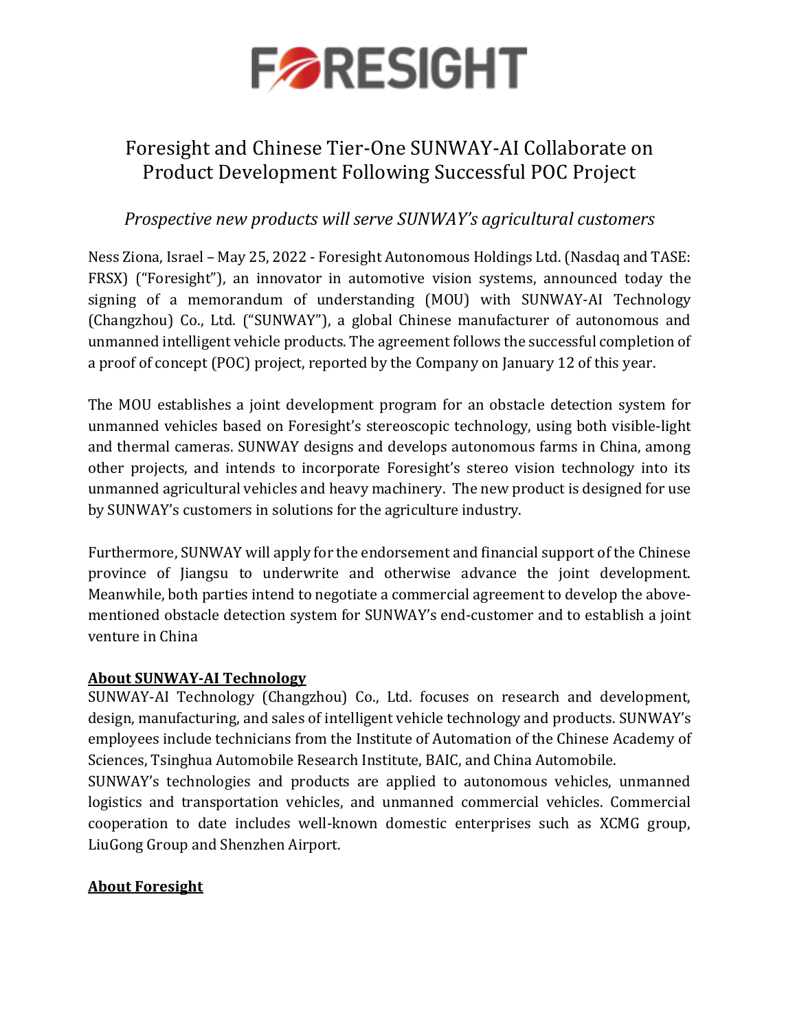# Foresight and Chinese Tier-One SUNWAY-AI Collaborate on Product Development Following Successful POC Project

*Prospective new products will serve SUNWAY's agricultural customers*

Ness Ziona, Israel – May 25, 2022 - Foresight Autonomous Holdings Ltd. (Nasdaq and TASE: FRSX) ("Foresight"), an innovator in automotive vision systems, announced today the signing of a memorandum of understanding (MOU) with SUNWAY-AI Technology (Changzhou) Co., Ltd. ("SUNWAY"), a global Chinese manufacturer of autonomous and unmanned intelligent vehicle products. The agreement follows the successful completion of a proof of concept (POC) project, reported by the Company on January 12 of this year.

The MOU establishes a joint development program for an obstacle detection system for unmanned vehicles based on Foresight's stereoscopic technology, using both visible-light and thermal cameras. SUNWAY designs and develops autonomous farms in China, among other projects, and intends to incorporate Foresight's stereo vision technology into its unmanned agricultural vehicles and heavy machinery. The new product is designed for use by SUNWAY's customers in solutions for the agriculture industry.

Furthermore, SUNWAY will apply for the endorsement and financial support of the Chinese province of Jiangsu to underwrite and otherwise advance the joint development. Meanwhile, both parties intend to negotiate a commercial agreement to develop the above-mentioned obstacle detection system for SUNWAY's end-customer and to establish a joint venture in China

**About SUNWAY-AI Technology**

SUNWAY-AI Technology (Changzhou) Co., Ltd. focuses on research and development, design, manufacturing, and sales of intelligent vehicle technology and products. SUNWAY's employees include technicians from the Institute of Automation of the Chinese Academy of Sciences, Tsinghua Automobile Research Institute, BAIC, and China Automobile.

SUNWAY's technologies and products are applied to autonomous vehicles, unmanned logistics and transportation vehicles, and unmanned commercial vehicles. Commercial cooperation to date includes well-known domestic enterprises such as XCMG group, LiuGong Group and Shenzhen Airport.

**About Foresight**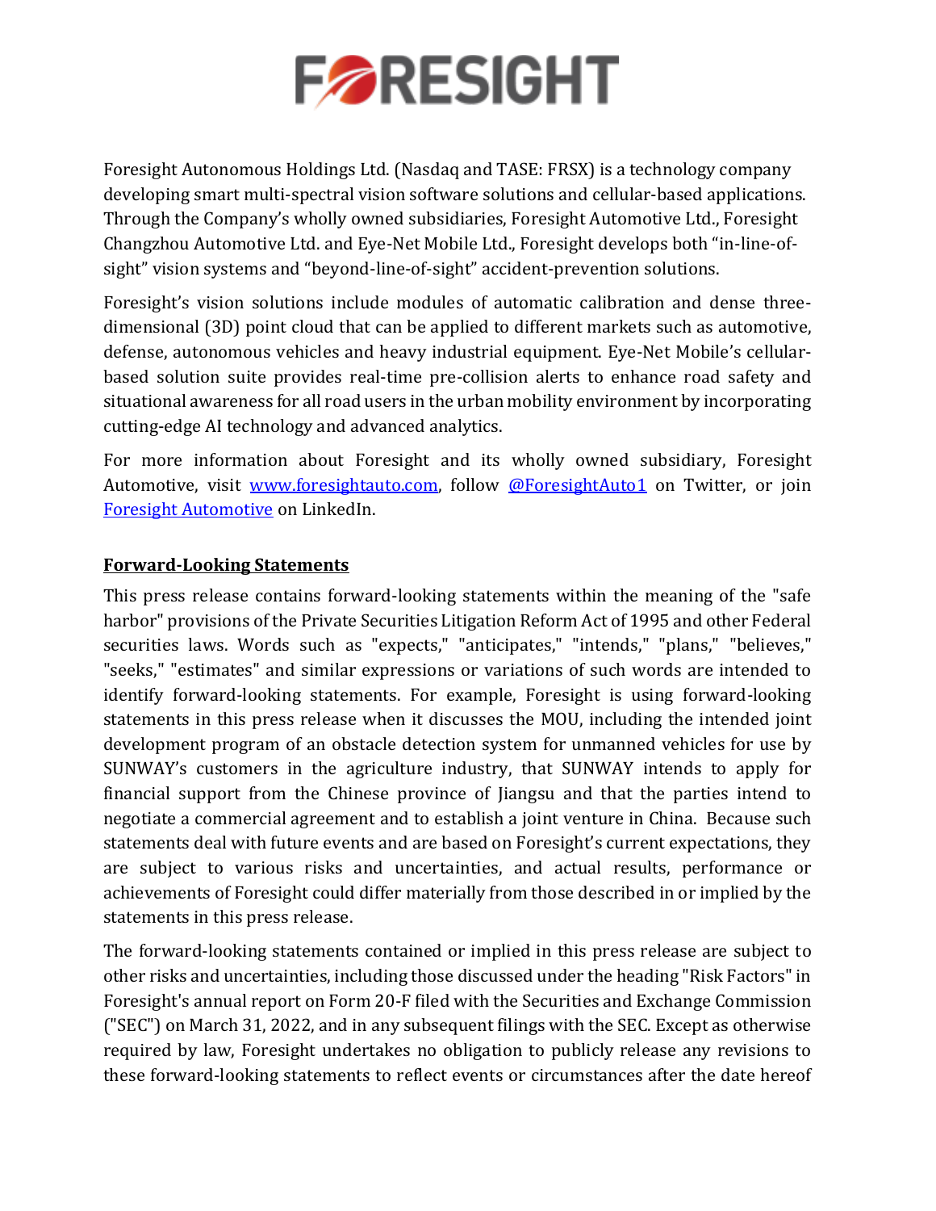Foresight Autonomous Holdings Ltd. (Nasdaq and TASE: FRSX) is a technology company developing smart multi-spectral vision software solutions and cellular-based applications. Through the Company's wholly owned subsidiaries, Foresight Automotive Ltd., Foresight Changzhou Automotive Ltd. and Eye-Net Mobile Ltd., Foresight develops both "in-line-of-sight" vision systems and "beyond-line-of-sight" accident-prevention solutions.

Foresight's vision solutions include modules of automatic calibration and dense three-dimensional (3D) point cloud that can be applied to different markets such as automotive, defense, autonomous vehicles and heavy industrial equipment. Eye-Net Mobile's cellular-based solution suite provides real-time pre-collision alerts to enhance road safety and situational awareness for all road users in the urban mobility environment by incorporating cutting-edge AI technology and advanced analytics.

For more information about Foresight and its wholly owned subsidiary, Foresight Automotive, visit [www.foresightauto.com](http://www.foresightauto.com), follow [@ForesightAuto1](https://twitter.com/ForesightAuto1) on Twitter, or join [Foresight Automotive](https://www.linkedin.com) on LinkedIn.

## Forward-Looking Statements

This press release contains forward-looking statements within the meaning of the "safe harbor" provisions of the Private Securities Litigation Reform Act of 1995 and other Federal securities laws. Words such as "expects," "anticipates," "intends," "plans," "believes," "seeks," "estimates" and similar expressions or variations of such words are intended to identify forward-looking statements. For example, Foresight is using forward-looking statements in this press release when it discusses the MOU, including the intended joint development program of an obstacle detection system for unmanned vehicles for use by SUNWAY's customers in the agriculture industry, that SUNWAY intends to apply for financial support from the Chinese province of Jiangsu and that the parties intend to negotiate a commercial agreement and to establish a joint venture in China. Because such statements deal with future events and are based on Foresight's current expectations, they are subject to various risks and uncertainties, and actual results, performance or achievements of Foresight could differ materially from those described in or implied by the statements in this press release.

The forward-looking statements contained or implied in this press release are subject to other risks and uncertainties, including those discussed under the heading "Risk Factors" in Foresight's annual report on Form 20-F filed with the Securities and Exchange Commission ("SEC") on March 31, 2022, and in any subsequent filings with the SEC. Except as otherwise required by law, Foresight undertakes no obligation to publicly release any revisions to these forward-looking statements to reflect events or circumstances after the date hereof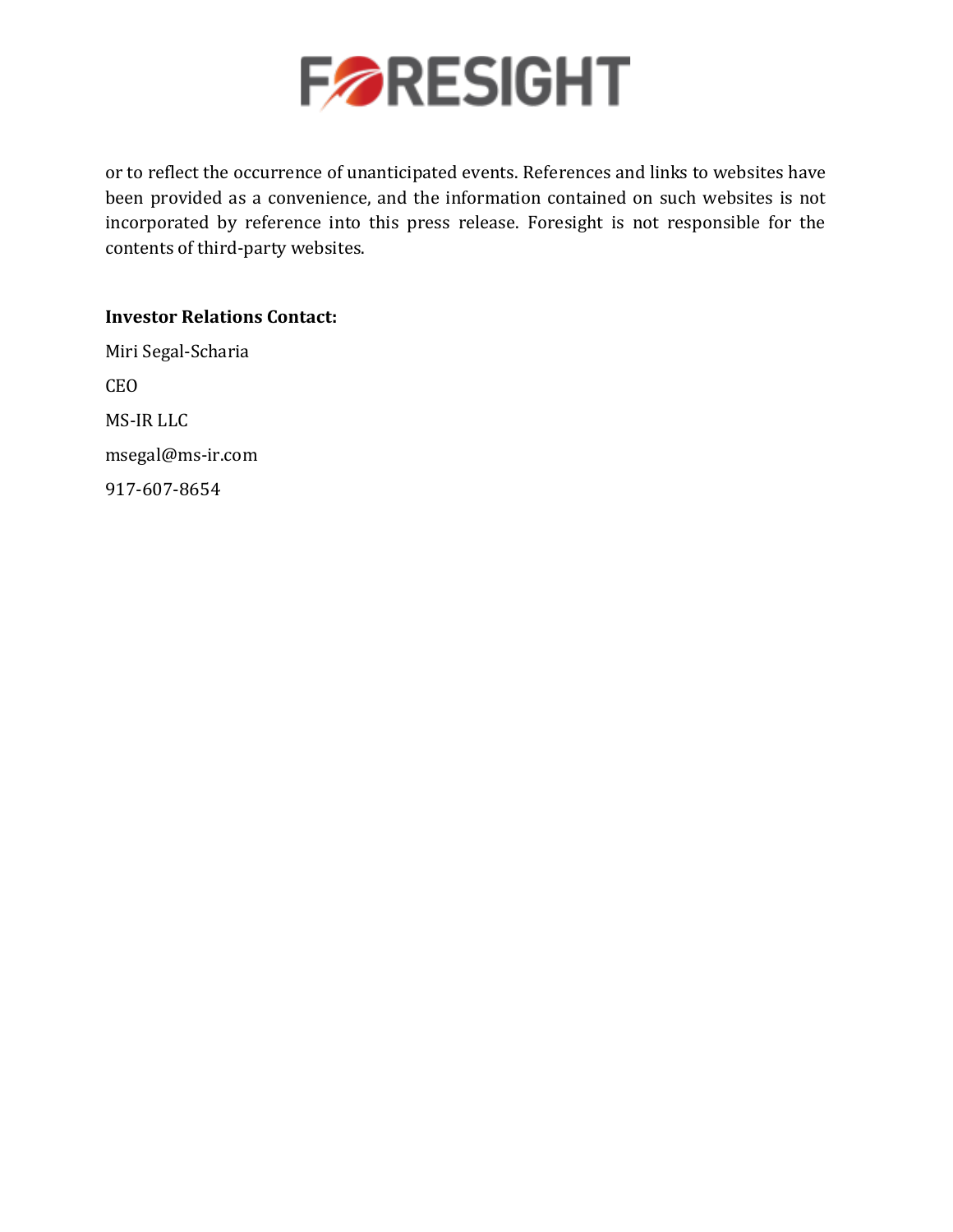or to reflect the occurrence of unanticipated events. References and links to websites have been provided as a convenience, and the information contained on such websites is not incorporated by reference into this press release. Foresight is not responsible for the contents of third-party websites.

**Investor Relations Contact:**

Miri Segal-Scharia

CEO

MS-IR LLC

msegal@ms-ir.com

917-607-8654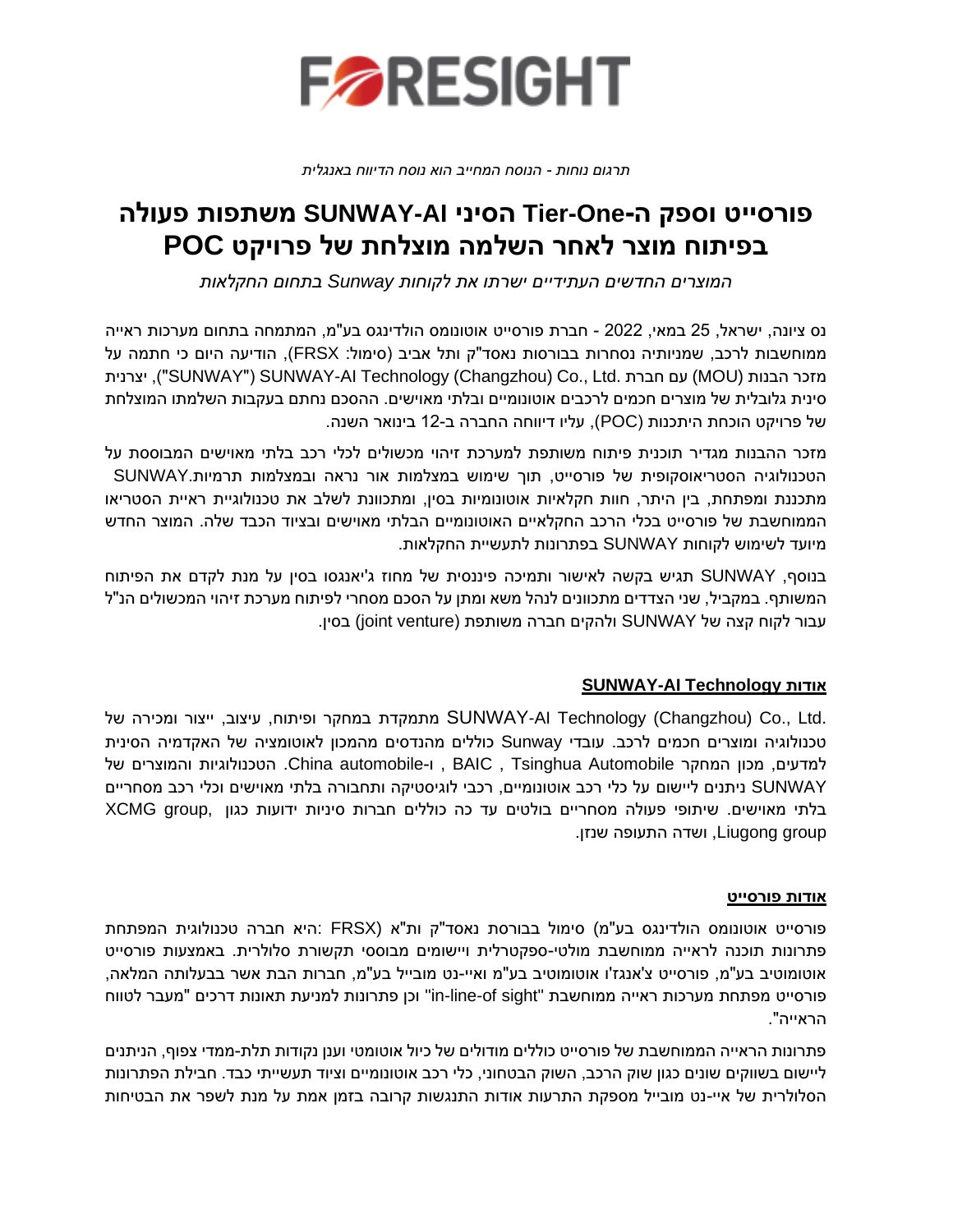FORESIGHT

*תרגום נוחות - הנוסח המחייב הוא נוסח הדיווח באנגלית*

# פורסייט וספק ה-Tier-One הסיני SUNWAY-AI משתפות פעולה בפיתוח מוצר לאחר השלמה מוצלחת של פרויקט POC

*המוצרים החדשים העתידיים ישרתו את לקוחות Sunway בתחום החקלאות*

נס ציונה, ישראל, 25 במאי, 2022 - חברת פורסייט אוטונומס הולדינגס בע"מ, המתמחה בתחום מערכות ראייה ממוחשבות לרכב, שמניותיה נסחרות בבורסות נאסד"ק ותל אביב (סימול: FRSX), הודיעה היום כי חתמה על מזכר הבנות (MOU) עם חברת SUNWAY-AI Technology (Changzhou) Co., Ltd. ("SUNWAY"), יצרנית סינית גלובלית של מוצרים חכמים לרכבים אוטונומיים ובלתי מאוישים. ההסכם נחתם בעקבות השלמתו המוצלחת של פרויקט הוכחת היתכנות (POC), עליו דיווחה החברה ב-12 בינואר השנה.

מזכר ההבנות מגדיר תוכנית פיתוח משותפת למערכת זיהוי מכשולים לכלי רכב בלתי מאוישים המבוססת על הטכנולוגיה הסטריאוסקופית של פורסייט, תוך שימוש במצלמות אור נראה ובמצלמות תרמיות.SUNWAY מתכננת ומפתחת, בין היתר, חוות חקלאיות אוטונומיות בסין, ומתכוונת לשלב את טכנולוגיית ראיית הסטריאו הממוחשבת של פורסייט בכלי הרכב החקלאיים האוטונומיים הבלתי מאוישים ובציוד הכבד שלה. המוצר החדש מיועד לשימוש לקוחות SUNWAY בפתרונות לתעשיית החקלאות.

בנוסף, SUNWAY תגיש בקשה לאישור ותמיכה פיננסית של מחוז ג'יאנגסו בסין על מנת לקדם את הפיתוח המשותף. במקביל, שני הצדדים מתכוונים לנהל משא ומתן על הסכם מסחרי לפיתוח מערכת זיהוי המכשולים הנ"ל עבור לקוח קצה של SUNWAY ולהקים חברה משותפת (joint venture) בסין.

## אודות SUNWAY-AI Technology

SUNWAY-AI Technology (Changzhou) Co., Ltd. מתמקדת במחקר ופיתוח, עיצוב, ייצור ומכירה של טכנולוגיה ומוצרים חכמים לרכב. עובדי Sunway כוללים מהנדסים מהמכון לאוטומציה של האקדמיה הסינית למדעים, מכון המחקר Tsinghua Automobile, BAIC , ו-China automobile. הטכנולוגיות והמוצרים של SUNWAY ניתנים ליישום על כלי רכב אוטונומיים, רכבי לוגיסטיקה ותחבורה בלתי מאוישים וכלי רכב מסחריים בלתי מאוישים. שיתופי פעולה מסחריים בולטים עד כה כוללים חברות סיניות ידועות כגון XCMG group, Liugong group, ושדה התעופה שנזן.

## אודות פורסייט

פורסייט אוטונומס הולדינגס בע"מ) סימול בבורסת נאסד"ק ות"א FRSX): היא חברה טכנולוגית המפתחת פתרונות תוכנה לראייה ממוחשבת מולטי-ספקטרלית ויישומים מבוססי תקשורת סלולרית. באמצעות פורסייט אוטומוטיב בע"מ, פורסייט צ'אנגז'ו אוטומוטיב בע"מ ואיי-נט מובייל בע"מ, חברות הבת אשר בבעלותה המלאה, פורסייט מפתחת מערכות ראייה ממוחשבת "in-line-of sight" וכן פתרונות למניעת תאונות דרכים "מעבר לטווח הראייה".

פתרונות הראייה הממוחשבת של פורסייט כוללים מודולים של כיול אוטומטי וענן נקודות תלת-ממדי צפוף, הניתנים ליישום בשווקים שונים כגון שוק הרכב, השוק הבטחוני, כלי רכב אוטונומיים וציוד תעשייתי כבד. חבילת הפתרונות הסלולרית של איי-נט מובייל מספקת התרעות אודות התנגשות קרובה בזמן אמת על מנת לשפר את הבטיחות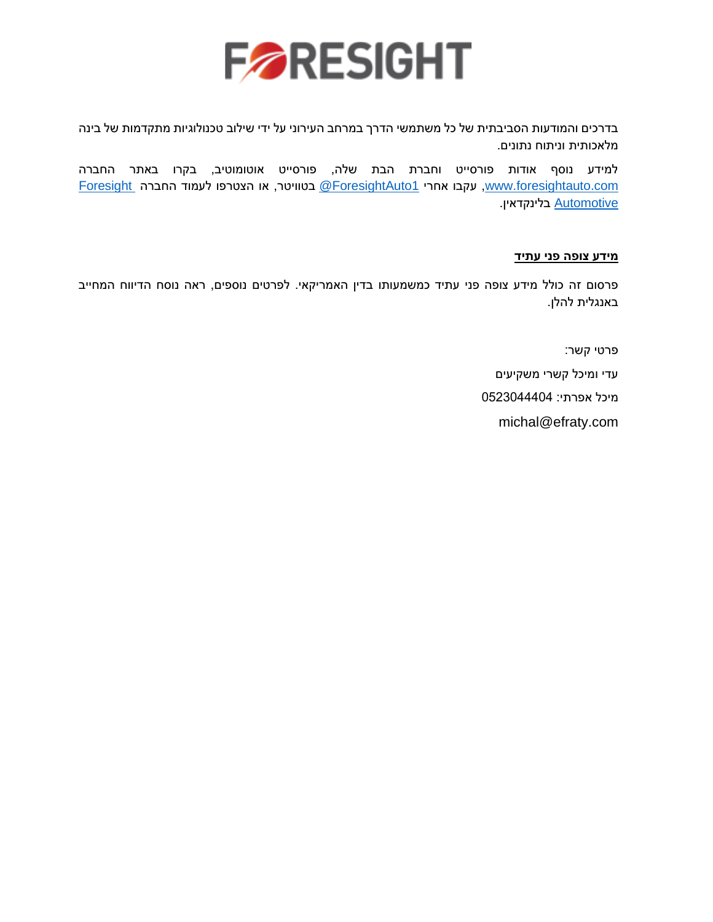FORESIGHT

בדרכים והמודעות הסביבתית של כל משתמשי הדרך במרחב העירוני על ידי שילוב טכנולוגיות מתקדמות של בינה מלאכותית וניתוח נתונים.

למידע נוסף אודות פורסייט וחברת הבת שלה, פורסייט אוטומוטיב, בקרו באתר החברה www.foresightauto.com, עקבו אחרי ForesightAuto1@ בטוויטר, או הצטרפו לעמוד החברה Foresight Automotive בלינקדאין.

**מידע צופה פני עתיד**

פרסום זה כולל מידע צופה פני עתיד כמשמעותו בדין האמריקאי. לפרטים נוספים, ראה נוסח הדיווח המחייב באנגלית להלן.

פרטי קשר:

עדי ומיכל קשרי משקיעים

מיכל אפרתי: 0523044404

michal@efraty.com